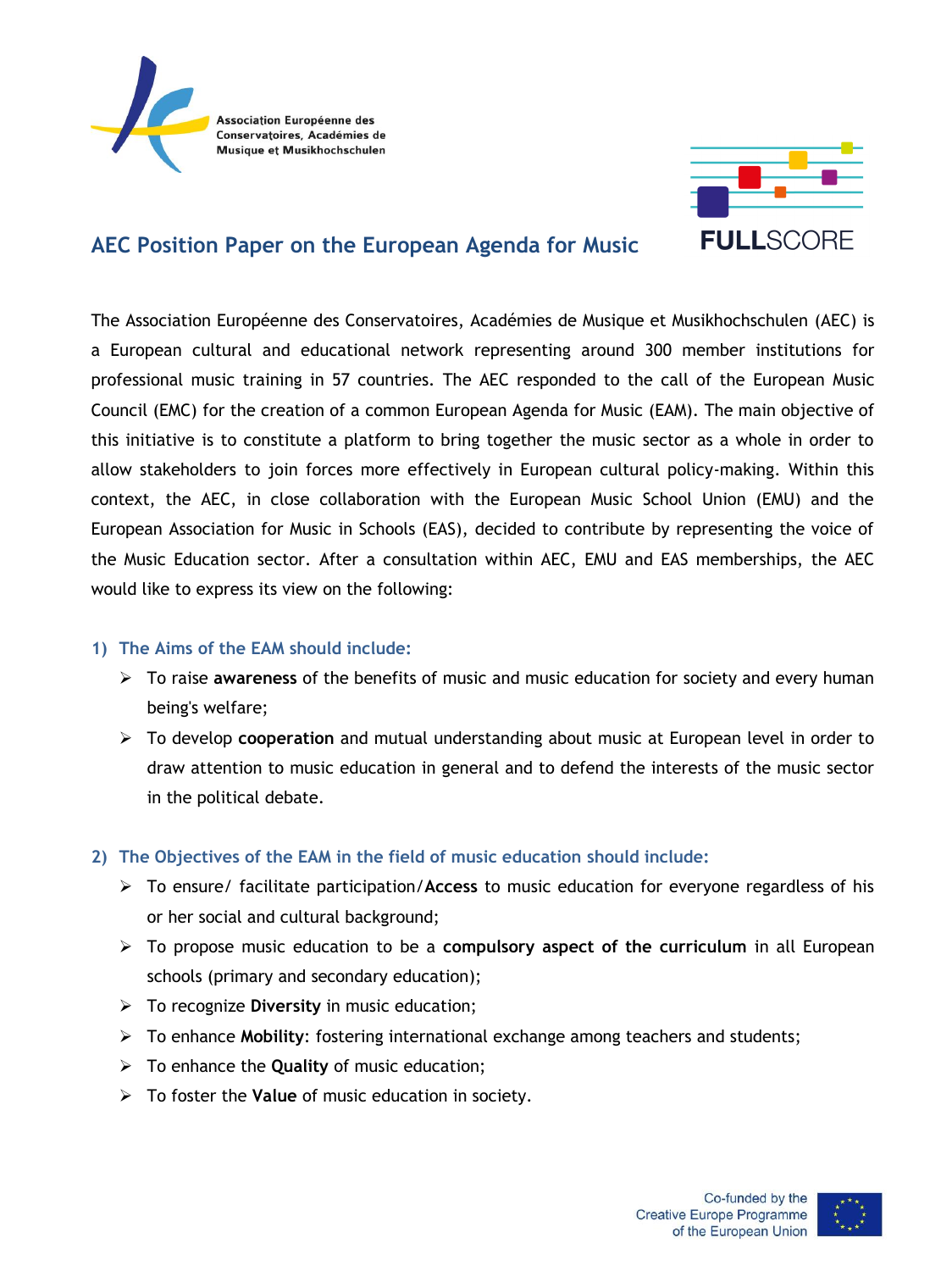Association Européenne des Conservatoires, Académies de Musique et Musikhochschulen

FULLSCORE

# AEC Position Paper on the European Agenda for Music

The Association Européenne des Conservatoires, Académies de Musique et Musikhochschulen (AEC) is a European cultural and educational network representing around 300 member institutions for professional music training in 57 countries. The AEC responded to the call of the European Music Council (EMC) for the creation of a common European Agenda for Music (EAM). The main objective of this initiative is to constitute a platform to bring together the music sector as a whole in order to allow stakeholders to join forces more effectively in European cultural policy-making. Within this context, the AEC, in close collaboration with the European Music School Union (EMU) and the European Association for Music in Schools (EAS), decided to contribute by representing the voice of the Music Education sector. After a consultation within AEC, EMU and EAS memberships, the AEC would like to express its view on the following:

## 1) The Aims of the EAM should include:

- To raise **awareness** of the benefits of music and music education for society and every human being's welfare;
- To develop **cooperation** and mutual understanding about music at European level in order to draw attention to music education in general and to defend the interests of the music sector in the political debate.

## 2) The Objectives of the EAM in the field of music education should include:

- To ensure/ facilitate participation/**Access** to music education for everyone regardless of his or her social and cultural background;
- To propose music education to be a **compulsory aspect of the curriculum** in all European schools (primary and secondary education);
- To recognize **Diversity** in music education;
- To enhance **Mobility**: fostering international exchange among teachers and students;
- To enhance the **Quality** of music education;
- To foster the **Value** of music education in society.

Co-funded by the Creative Europe Programme of the European Union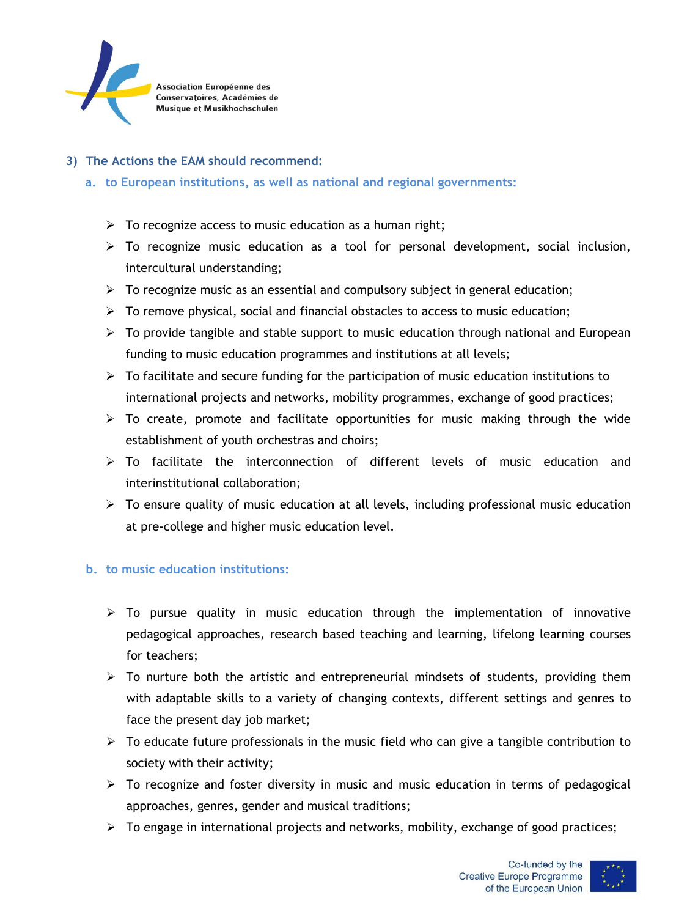### 3) The Actions the EAM should recommend:

#### a. to European institutions, as well as national and regional governments:

- To recognize access to music education as a human right;
- To recognize music education as a tool for personal development, social inclusion, intercultural understanding;
- To recognize music as an essential and compulsory subject in general education;
- To remove physical, social and financial obstacles to access to music education;
- To provide tangible and stable support to music education through national and European funding to music education programmes and institutions at all levels;
- To facilitate and secure funding for the participation of music education institutions to international projects and networks, mobility programmes, exchange of good practices;
- To create, promote and facilitate opportunities for music making through the wide establishment of youth orchestras and choirs;
- To facilitate the interconnection of different levels of music education and interinstitutional collaboration;
- To ensure quality of music education at all levels, including professional music education at pre-college and higher music education level.

#### b. to music education institutions:

- To pursue quality in music education through the implementation of innovative pedagogical approaches, research based teaching and learning, lifelong learning courses for teachers;
- To nurture both the artistic and entrepreneurial mindsets of students, providing them with adaptable skills to a variety of changing contexts, different settings and genres to face the present day job market;
- To educate future professionals in the music field who can give a tangible contribution to society with their activity;
- To recognize and foster diversity in music and music education in terms of pedagogical approaches, genres, gender and musical traditions;
- To engage in international projects and networks, mobility, exchange of good practices;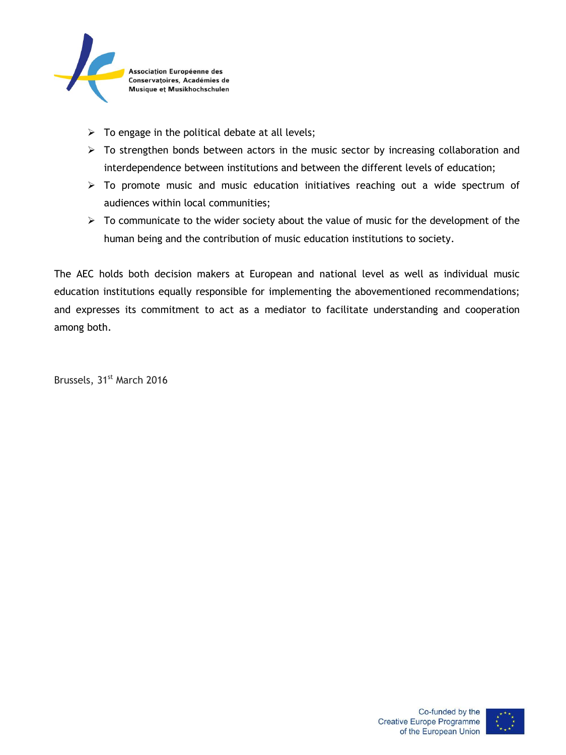- To engage in the political debate at all levels;
- To strengthen bonds between actors in the music sector by increasing collaboration and interdependence between institutions and between the different levels of education;
- To promote music and music education initiatives reaching out a wide spectrum of audiences within local communities;
- To communicate to the wider society about the value of music for the development of the human being and the contribution of music education institutions to society.

The AEC holds both decision makers at European and national level as well as individual music education institutions equally responsible for implementing the abovementioned recommendations; and expresses its commitment to act as a mediator to facilitate understanding and cooperation among both.

Brussels, 31st March 2016

Co-funded by the Creative Europe Programme of the European Union